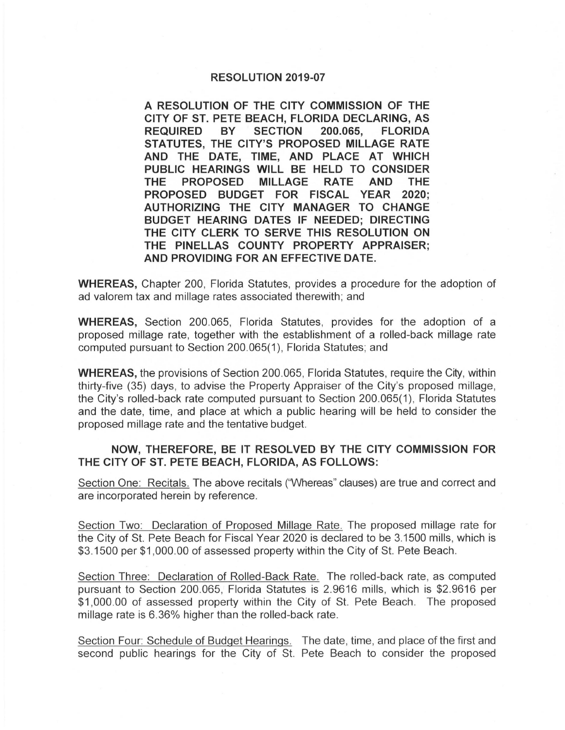# RESOLUTION 2019-07

**A RESOLUTION OF THE CITY COMMISSION OF THE CITY OF ST. PETE BEACH, FLORIDA DECLARING, AS REQUIRED BY SECTION 200.065, FLORIDA STATUTES, THE CITY'S PROPOSED MILLAGE RATE AND THE DATE, TIME, AND PLACE AT WHICH PUBLIC HEARINGS WILL BE HELD TO CONSIDER THE PROPOSED MILLAGE RATE AND THE PROPOSED BUDGET FOR FISCAL YEAR 2020; AUTHORIZING THE CITY MANAGER TO CHANGE BUDGET HEARING DATES IF NEEDED; DIRECTING THE CITY CLERK TO SERVE THIS RESOLUTION ON THE PINELLAS COUNTY PROPERTY APPRAISER; AND PROVIDING FOR AN EFFECTIVE DATE.**

**WHEREAS,** Chapter 200, Florida Statutes, provides a procedure for the adoption of ad valorem tax and millage rates associated therewith; and

**WHEREAS,** Section 200.065, Florida Statutes, provides for the adoption of a proposed millage rate, together with the establishment of a rolled-back millage rate computed pursuant to Section 200.065(1), Florida Statutes; and

**WHEREAS,** the provisions of Section 200.065, Florida Statutes, require the City, within thirty-five (35) days, to advise the Property Appraiser of the City's proposed millage, the City's rolled-back rate computed pursuant to Section 200.065(1), Florida Statutes and the date, time, and place at which a public hearing will be held to consider the proposed millage rate and the tentative budget.

**NOW, THEREFORE, BE IT RESOLVED BY THE CITY COMMISSION FOR THE CITY OF ST. PETE BEACH, FLORIDA, AS FOLLOWS:**

Section One: Recitals. The above recitals ("Whereas" clauses) are true and correct and are incorporated herein by reference.

Section Two: Declaration of Proposed Millage Rate. The proposed millage rate for the City of St. Pete Beach for Fiscal Year 2020 is declared to be 3.1500 mills, which is $3.1500 per $1,000.00 of assessed property within the City of St. Pete Beach.

Section Three: Declaration of Rolled-Back Rate. The rolled-back rate, as computed pursuant to Section 200.065, Florida Statutes is 2.9616 mills, which is $2.9616 per $1,000.00 of assessed property within the City of St. Pete Beach. The proposed millage rate is 6.36% higher than the rolled-back rate.

Section Four: Schedule of Budget Hearings. The date, time, and place of the first and second public hearings for the City of St. Pete Beach to consider the proposed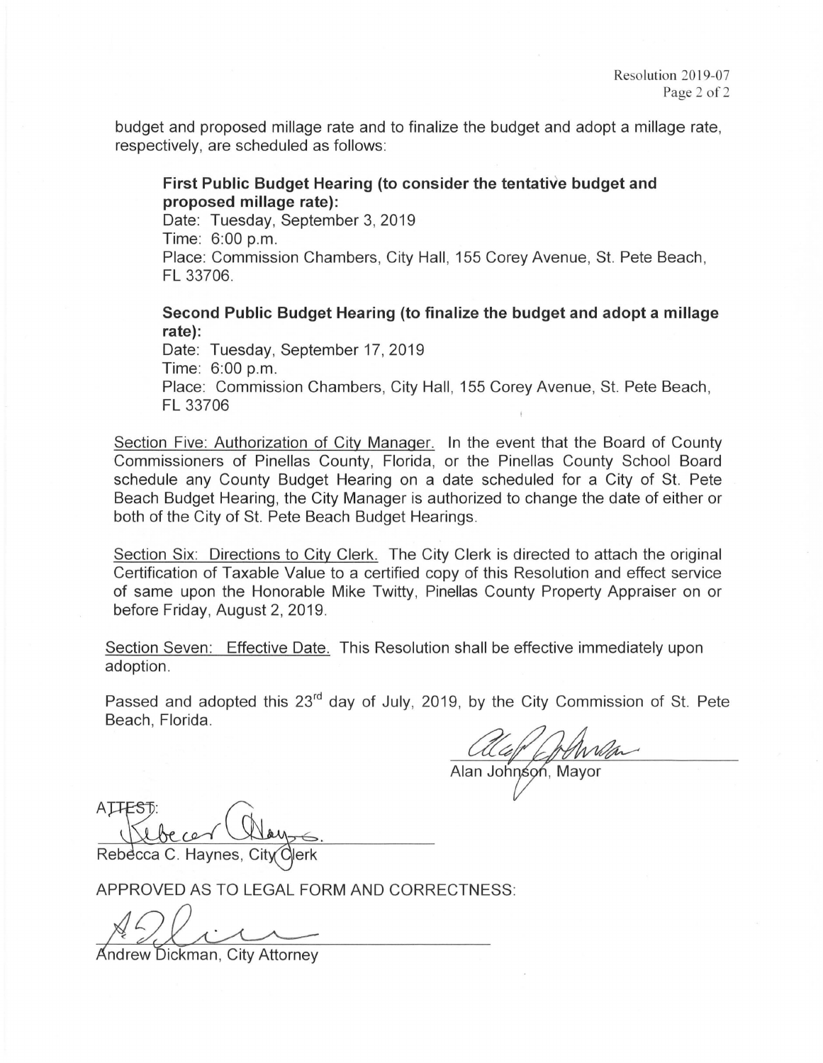budget and proposed millage rate and to finalize the budget and adopt a millage rate, respectively, are scheduled as follows:

**First Public Budget Hearing (to consider the tentative budget and proposed millage rate):**
Date: Tuesday, September 3, 2019
Time: 6:00 p.m.
Place: Commission Chambers, City Hall, 155 Corey Avenue, St. Pete Beach, FL 33706.

**Second Public Budget Hearing (to finalize the budget and adopt a millage rate):**
Date: Tuesday, September 17, 2019
Time: 6:00 p.m.
Place: Commission Chambers, City Hall, 155 Corey Avenue, St. Pete Beach, FL 33706

Section Five: Authorization of City Manager. In the event that the Board of County Commissioners of Pinellas County, Florida, or the Pinellas County School Board schedule any County Budget Hearing on a date scheduled for a City of St. Pete Beach Budget Hearing, the City Manager is authorized to change the date of either or both of the City of St. Pete Beach Budget Hearings.

Section Six: Directions to City Clerk. The City Clerk is directed to attach the original Certification of Taxable Value to a certified copy of this Resolution and effect service of same upon the Honorable Mike Twitty, Pinellas County Property Appraiser on or before Friday, August 2, 2019.

Section Seven: Effective Date. This Resolution shall be effective immediately upon adoption.

Passed and adopted this 23rd day of July, 2019, by the City Commission of St. Pete Beach, Florida.

Alan Johnson, Mayor

ATTEST:

Rebecca C. Haynes, City Clerk

APPROVED AS TO LEGAL FORM AND CORRECTNESS:

Andrew Dickman, City Attorney